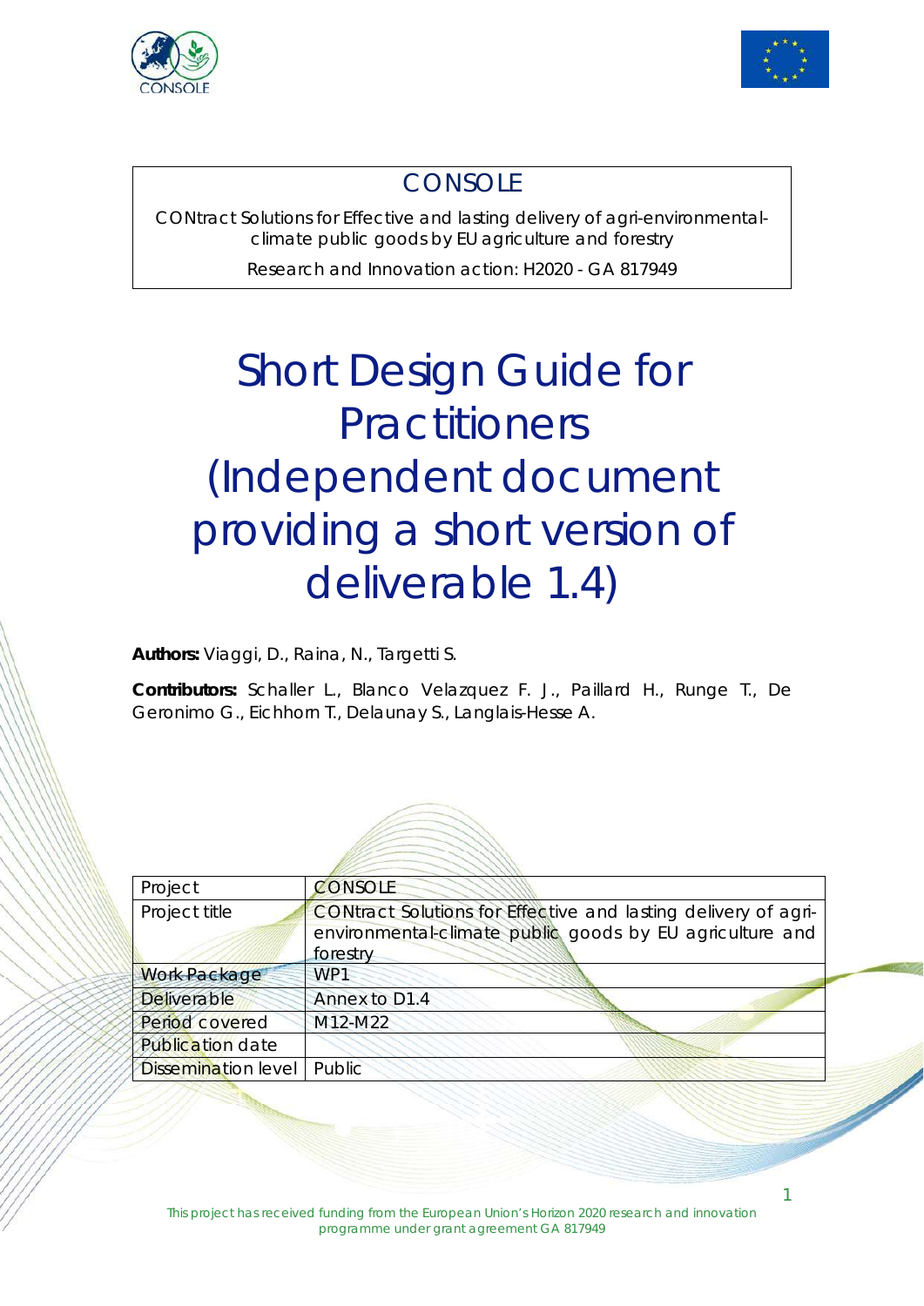CONSOLE

CONtract Solutions for Effective and lasting delivery of agri-environmental-climate public goods by EU agriculture and forestry

Research and Innovation action: H2020 - GA 817949

# Short Design Guide for Practitioners (Independent document providing a short version of deliverable 1.4)

**Authors:** Viaggi, D., Raina, N., Targetti S.

**Contributors:** Schaller L., Blanco Velazquez F. J., Paillard H., Runge T., De Geronimo G., Eichhorn T., Delaunay S., Langlais-Hesse A.

| Project | CONSOLE |
|---|---|
| Project title | CONtract Solutions for Effective and lasting delivery of agri-environmental-climate public goods by EU agriculture and forestry |
| Work Package | WP1 |
| Deliverable | Annex to D1.4 |
| Period covered | M12-M22 |
| Publication date | |
| Dissemination level | Public |

This project has received funding from the European Union's Horizon 2020 research and innovation programme under grant agreement GA 817949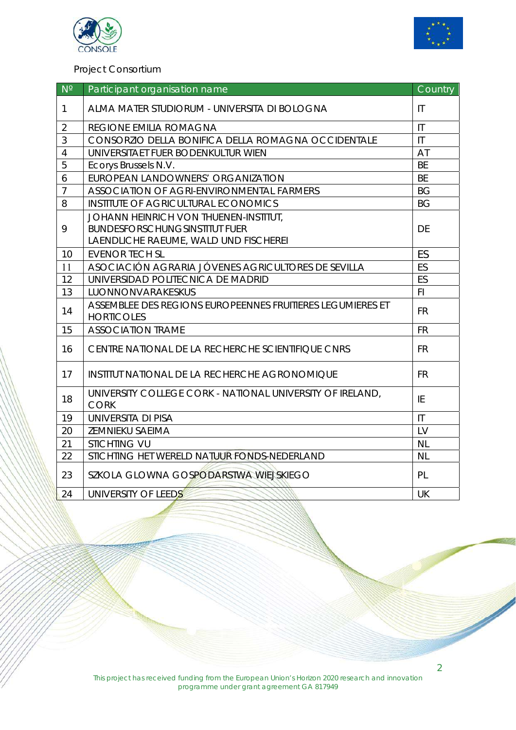Project Consortium

| Nº | Participant organisation name | Country |
|---|---|---|
| 1 | ALMA MATER STUDIORUM - UNIVERSITA DI BOLOGNA | IT |
| 2 | REGIONE EMILIA ROMAGNA | IT |
| 3 | CONSORZIO DELLA BONIFICA DELLA ROMAGNA OCCIDENTALE | IT |
| 4 | UNIVERSITAET FUER BODENKULTUR WIEN | AT |
| 5 | Ecorys Brussels N.V. | BE |
| 6 | EUROPEAN LANDOWNERS' ORGANIZATION | BE |
| 7 | ASSOCIATION OF AGRI-ENVIRONMENTAL FARMERS | BG |
| 8 | INSTITUTE OF AGRICULTURAL ECONOMICS | BG |
| 9 | JOHANN HEINRICH VON THUENEN-INSTITUT, BUNDESFORSCHUNGSINSTITUT FUER LAENDLICHE RAEUME, WALD UND FISCHEREI | DE |
| 10 | EVENOR TECH SL | ES |
| 11 | ASOCIACIÓN AGRARIA JÓVENES AGRICULTORES DE SEVILLA | ES |
| 12 | UNIVERSIDAD POLITECNICA DE MADRID | ES |
| 13 | LUONNONVARAKESKUS | FI |
| 14 | ASSEMBLEE DES REGIONS EUROPEENNES FRUITIERES LEGUMIERES ET HORTICOLES | FR |
| 15 | ASSOCIATION TRAME | FR |
| 16 | CENTRE NATIONAL DE LA RECHERCHE SCIENTIFIQUE CNRS | FR |
| 17 | INSTITUT NATIONAL DE LA RECHERCHE AGRONOMIQUE | FR |
| 18 | UNIVERSITY COLLEGE CORK - NATIONAL UNIVERSITY OF IRELAND, CORK | IE |
| 19 | UNIVERSITA DI PISA | IT |
| 20 | ZEMNIEKU SAEIMA | LV |
| 21 | STICHTING VU | NL |
| 22 | STICHTING HET WERELD NATUUR FONDS-NEDERLAND | NL |
| 23 | SZKOLA GLOWNA GOSPODARSTWA WIEJSKIEGO | PL |
| 24 | UNIVERSITY OF LEEDS | UK |

This project has received funding from the European Union's Horizon 2020 research and innovation programme under grant agreement GA 817949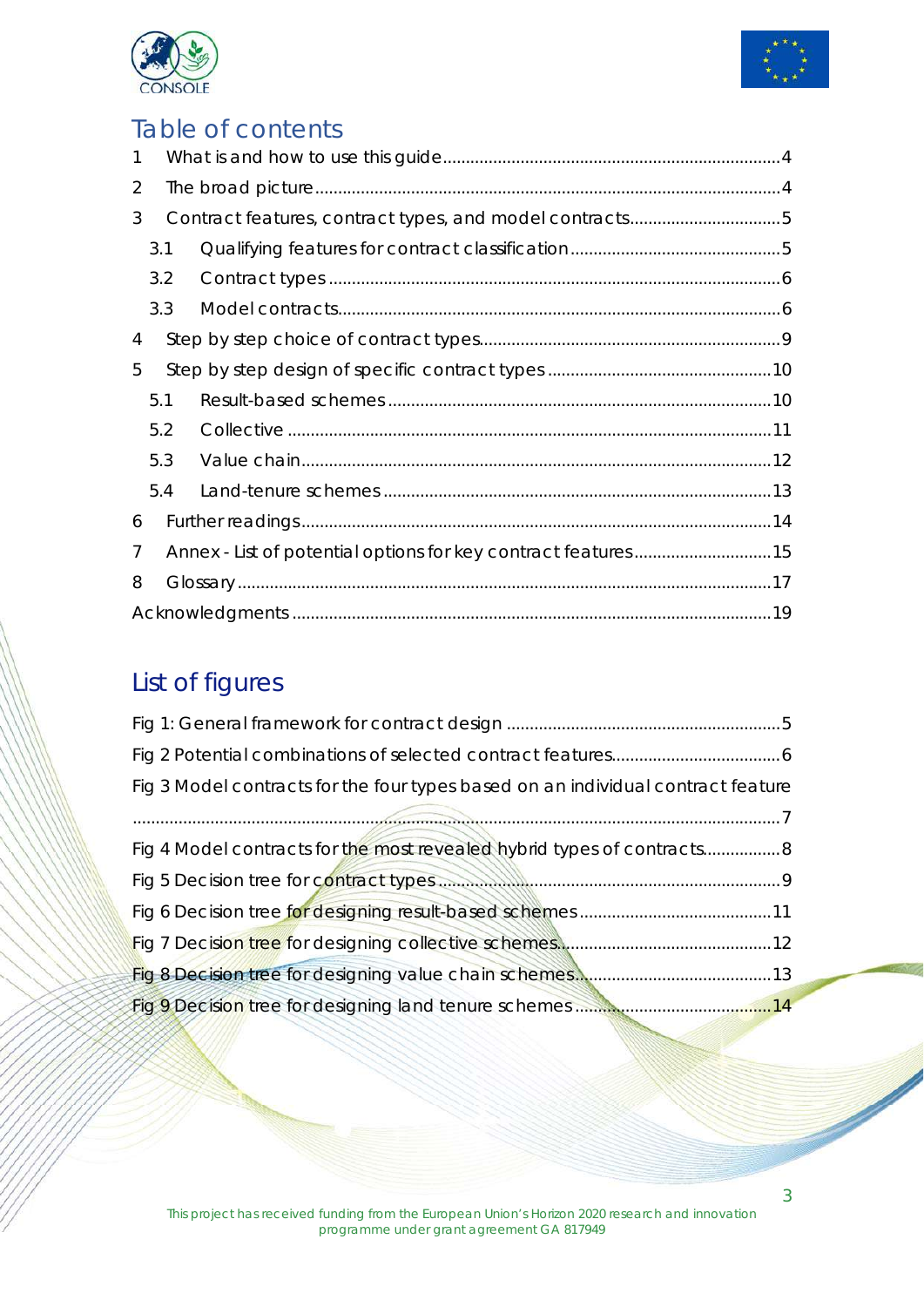## Table of contents

1 What is and how to use this guide....................................................................4

2 The broad picture.................................................................................................4

3 Contract features, contract types, and model contracts.................................5

3.1 Qualifying features for contract classification.............................................5

3.2 Contract types..................................................................................................6

3.3 Model contracts...............................................................................................6

4 Step by step choice of contract types.................................................................9

5 Step by step design of specific contract types.................................................10

5.1 Result-based schemes....................................................................................10

5.2 Collective.........................................................................................................11

5.3 Value chain......................................................................................................12

5.4 Land-tenure schemes......................................................................................13

6 Further readings...................................................................................................14

7 Annex - List of potential options for key contract features..............................15

8 Glossary.................................................................................................................17

Acknowledgments.....................................................................................................19

## List of figures

Fig 1: General framework for contract design ...........................................................5

Fig 2 Potential combinations of selected contract features....................................6

Fig 3 Model contracts for the four types based on an individual contract feature ..........................................................................................................................7

Fig 4 Model contracts for the most revealed hybrid types of contracts.................8

Fig 5 Decision tree for contract types.........................................................................9

Fig 6 Decision tree for designing result-based schemes..........................................11

Fig 7 Decision tree for designing collective schemes...............................................12

Fig 8 Decision tree for designing value chain schemes.............................................13

Fig 9 Decision tree for designing land tenure schemes ...........................................14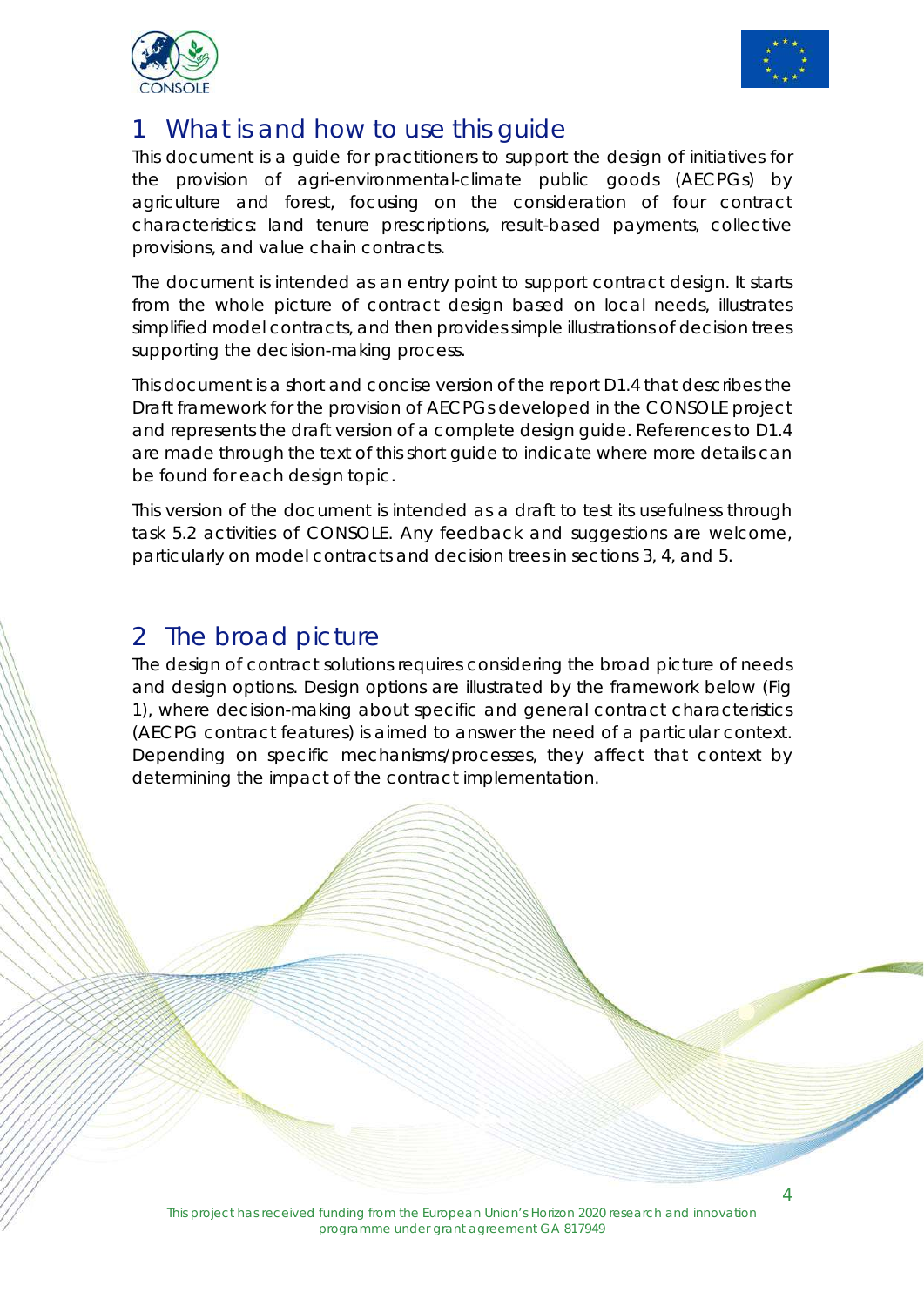# 1 What is and how to use this guide

This document is a guide for practitioners to support the design of initiatives for the provision of agri-environmental-climate public goods (AECPGs) by agriculture and forest, focusing on the consideration of four contract characteristics: land tenure prescriptions, result-based payments, collective provisions, and value chain contracts.

The document is intended as an entry point to support contract design. It starts from the whole picture of contract design based on local needs, illustrates simplified model contracts, and then provides simple illustrations of decision trees supporting the decision-making process.

This document is a short and concise version of the report D1.4 that describes the Draft framework for the provision of AECPGs developed in the CONSOLE project and represents the draft version of a complete design guide. References to D1.4 are made through the text of this short guide to indicate where more details can be found for each design topic.

This version of the document is intended as a draft to test its usefulness through task 5.2 activities of CONSOLE. Any feedback and suggestions are welcome, particularly on model contracts and decision trees in sections 3, 4, and 5.

# 2 The broad picture

The design of contract solutions requires considering the broad picture of needs and design options. Design options are illustrated by the framework below (Fig 1), where decision-making about specific and general contract characteristics (AECPG contract features) is aimed to answer the need of a particular context. Depending on specific mechanisms/processes, they affect that context by determining the impact of the contract implementation.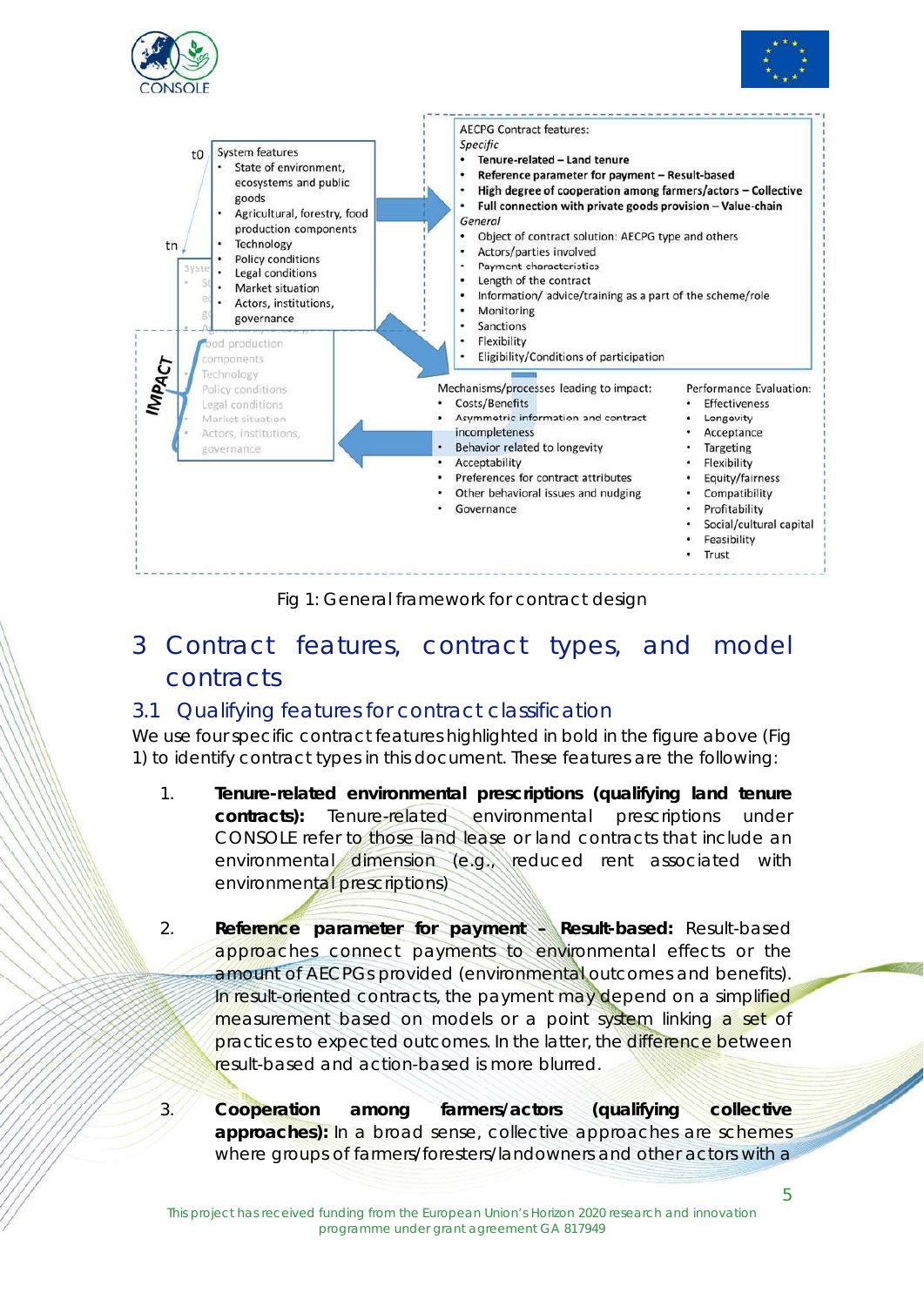t0 System features

- State of environment, ecosystems and public goods
- Agricultural, forestry, food production components
- Technology
- Policy conditions
- Legal conditions
- Market situation
- Actors, institutions, governance

tn

AECPG Contract features:

*Specific*

- **Tenure-related – Land tenure**
- **Reference parameter for payment – Result-based**
- **High degree of cooperation among farmers/actors – Collective**
- **Full connection with private goods provision – Value-chain**

*General*

- Object of contract solution: AECPG type and others
- Actors/parties involved
- Payment characteristics
- Length of the contract
- Information/ advice/training as a part of the scheme/role
- Monitoring
- Sanctions
- Flexibility
- Eligibility/Conditions of participation

IMPACT

Mechanisms/processes leading to impact:

- Costs/Benefits
- Asymmetric information and contract incompleteness
- Behavior related to longevity
- Acceptability
- Preferences for contract attributes
- Other behavioral issues and nudging
- Governance

Performance Evaluation:

- Effectiveness
- Longevity
- Acceptance
- Targeting
- Flexibility
- Equity/fairness
- Compatibility
- Profitability
- Social/cultural capital
- Feasibility
- Trust

Fig 1: General framework for contract design

# 3 Contract features, contract types, and model contracts

## 3.1 Qualifying features for contract classification

We use four specific contract features highlighted in bold in the figure above (Fig 1) to identify contract types in this document. These features are the following:

1. **Tenure-related environmental prescriptions (qualifying land tenure contracts):** Tenure-related environmental prescriptions under CONSOLE refer to those land lease or land contracts that include an environmental dimension (e.g., reduced rent associated with environmental prescriptions)

2. **Reference parameter for payment – Result-based:** Result-based approaches connect payments to environmental effects or the amount of AECPGs provided (environmental outcomes and benefits). In result-oriented contracts, the payment may depend on a simplified measurement based on models or a point system linking a set of practices to expected outcomes. In the latter, the difference between result-based and action-based is more blurred.

3. **Cooperation among farmers/actors (qualifying collective approaches):** In a broad sense, collective approaches are schemes where groups of farmers/foresters/landowners and other actors with a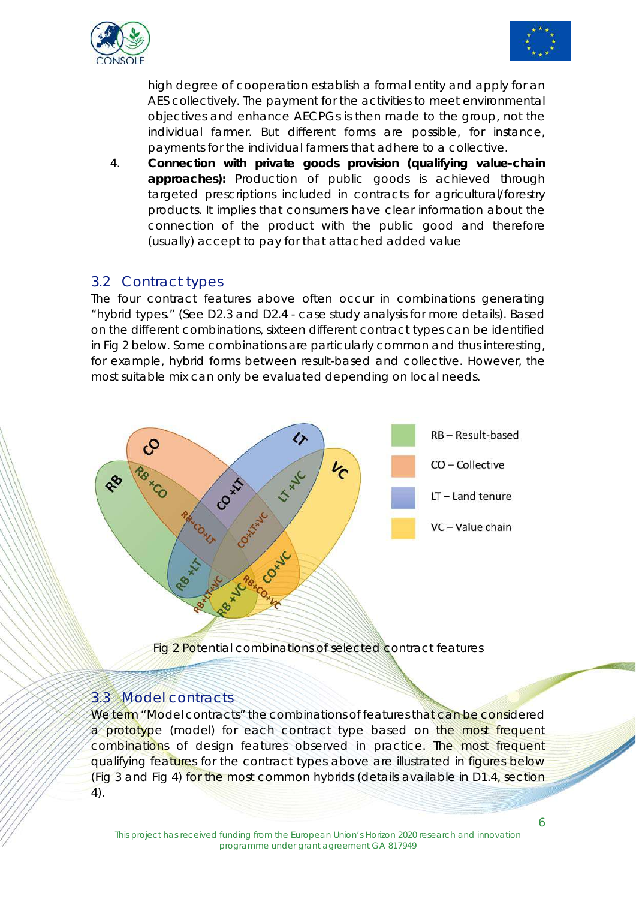high degree of cooperation establish a formal entity and apply for an AES collectively. The payment for the activities to meet environmental objectives and enhance AECPGs is then made to the group, not the individual farmer. But different forms are possible, for instance, payments for the individual farmers that adhere to a collective.

4. **Connection with private goods provision (qualifying value-chain approaches):** Production of public goods is achieved through targeted prescriptions included in contracts for agricultural/forestry products. It implies that consumers have clear information about the connection of the product with the public good and therefore (usually) accept to pay for that attached added value

## 3.2 Contract types

The four contract features above often occur in combinations generating "hybrid types." (See D2.3 and D2.4 - case study analysis for more details). Based on the different combinations, sixteen different contract types can be identified in Fig 2 below. Some combinations are particularly common and thus interesting, for example, hybrid forms between result-based and collective. However, the most suitable mix can only be evaluated depending on local needs.

Fig 2 Potential combinations of selected contract features

## 3.3 Model contracts

We term "Model contracts" the combinations of features that can be considered a prototype (model) for each contract type based on the most frequent combinations of design features observed in practice. The most frequent qualifying features for the contract types above are illustrated in figures below (Fig 3 and Fig 4) for the most common hybrids (details available in D1.4, section 4).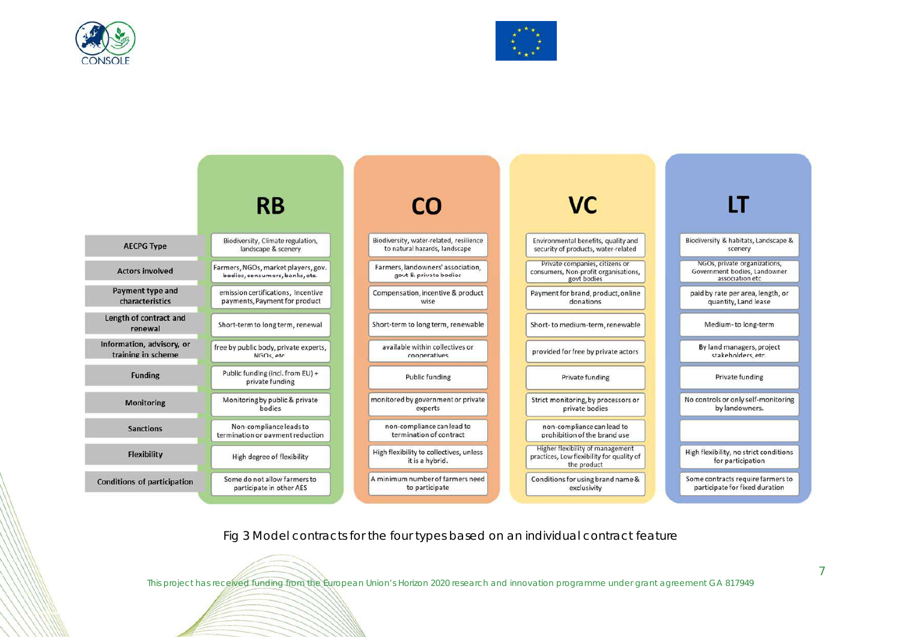| | RB | CO | VC | LT |
|---|---|---|---|---|
| AECPG Type | Biodiversity, Climate regulation, landscape & scenery | Biodiversity, water-related, resilience to natural hazards, landscape | Environmental benefits, quality and security of products, water-related | Biodiversity & habitats, Landscape & scenery |
| Actors involved | Farmers, NGOs, market players, gov. bodies, consumers, banks, etc. | Farmers, landowners' association, govt & private bodies | Private companies, citizens or consumers, Non-profit organisations, govt bodies | NGOs, private organizations, Government bodies, Landowner association etc |
| Payment type and characteristics | emission certifications, Incentive payments, Payment for product | Compensation, incentive & product wise | Payment for brand, product, online donations | paid by rate per area, length, or quantity, Land lease |
| Length of contract and renewal | Short-term to long term, renewal | Short-term to long term, renewable | Short- to medium-term, renewable | Medium- to long-term |
| Information, advisory, or training in scheme | free by public body, private experts, NGOs, etc | available within collectives or cooperatives | provided for free by private actors | By land managers, project stakeholders, etc. |
| Funding | Public funding (incl. from EU) + private funding | Public funding | Private funding | Private funding |
| Monitoring | Monitoring by public & private bodies | monitored by government or private experts | Strict monitoring, by processors or private bodies | No controls or only self-monitoring by landowners. |
| Sanctions | Non-compliance leads to termination or payment reduction | non-compliance can lead to termination of contract | non-compliance can lead to prohibition of the brand use | |
| Flexibility | High degree of flexibility | High flexibility to collectives, unless it is a hybrid. | Higher flexibility of management practices, Low flexibility for quality of the product | High flexibility, no strict conditions for participation |
| Conditions of participation | Some do not allow farmers to participate in other AES | A minimum number of farmers need to participate | Conditions for using brand name & exclusivity | Some contracts require farmers to participate for fixed duration |

Fig 3 Model contracts for the four types based on an individual contract feature

This project has received funding from the European Union's Horizon 2020 research and innovation programme under grant agreement GA 817949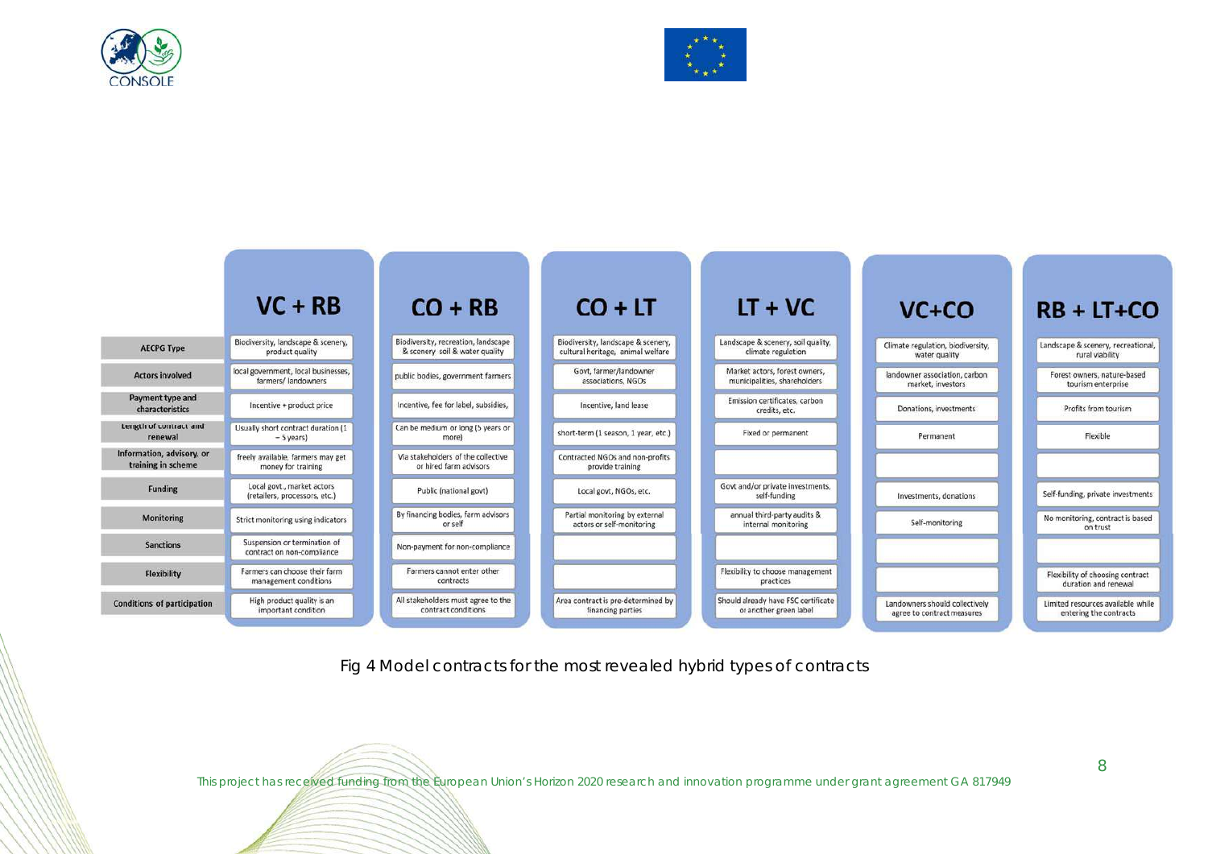| | VC + RB | CO + RB | CO + LT | LT + VC | VC+CO | RB + LT+CO |
|---|---|---|---|---|---|---|
| AECPG Type | Biodiversity, landscape & scenery, product quality | Biodiversity, recreation, landscape & scenery soil & water quality | Biodiversity, landscape & scenery, cultural heritage, animal welfare | Landscape & scenery, soil quality, climate regulation | Climate regulation, biodiversity, water quality | Landscape & scenery, recreational, rural viability |
| Actors involved | local government, local businesses, farmers/ landowners | public bodies, government farmers | Govt, farmer/landowner associations, NGOs | Market actors, forest owners, municipalities, shareholders | landowner association, carbon market, investors | Forest owners, nature-based tourism enterprise |
| Payment type and characteristics | Incentive + product price | Incentive, fee for label, subsidies, | Incentive, land lease | Emission certificates, carbon credits, etc. | Donations, investments | Profits from tourism |
| Length of contract and renewal | Usually short contract duration (1 – 5 years) | Can be medium or long (5 years or more) | short-term (1 season, 1 year, etc.) | Fixed or permanent | Permanent | Flexible |
| Information, advisory, or training in scheme | freely available, farmers may get money for training | Via stakeholders of the collective or hired farm advisors | Contracted NGOs and non-profits provide training | | | |
| Funding | Local govt., market actors (retailers, processors, etc.) | Public (national govt) | Local govt, NGOs, etc. | Govt and/or private investments, self-funding | Investments, donations | Self-funding, private investments |
| Monitoring | Strict monitoring using indicators | By financing bodies, farm advisors or self | Partial monitoring by external actors or self-monitoring | annual third-party audits & internal monitoring | Self-monitoring | No monitoring, contract is based on trust |
| Sanctions | Suspension or termination of contract on non-compliance | Non-payment for non-compliance | | | | |
| Flexibility | Farmers can choose their farm management conditions | Farmers cannot enter other contracts | | Flexibility to choose management practices | | Flexibility of choosing contract duration and renewal |
| Conditions of participation | High product quality is an important condition | All stakeholders must agree to the contract conditions | Area contract is pre-determined by financing parties | Should already have FSC certificate or another green label | Landowners should collectively agree to contract measures | Limited resources available while entering the contracts |

Fig 4 Model contracts for the most revealed hybrid types of contracts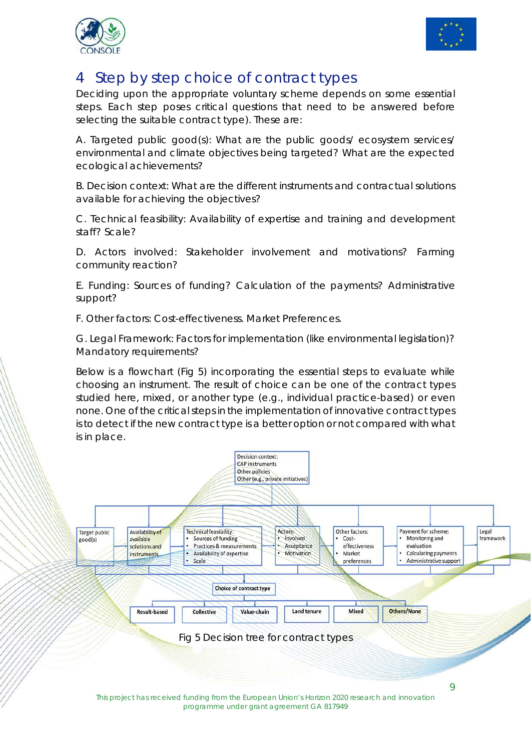# 4 Step by step choice of contract types

Deciding upon the appropriate voluntary scheme depends on some essential steps. Each step poses critical questions that need to be answered before selecting the suitable contract type). These are:

A. Targeted public good(s): What are the public goods/ ecosystem services/ environmental and climate objectives being targeted? What are the expected ecological achievements?

B. Decision context: What are the different instruments and contractual solutions available for achieving the objectives?

C. Technical feasibility: Availability of expertise and training and development staff? Scale?

D. Actors involved: Stakeholder involvement and motivations? Farming community reaction?

E. Funding: Sources of funding? Calculation of the payments? Administrative support?

F. Other factors: Cost-effectiveness. Market Preferences.

G. Legal Framework: Factors for implementation (like environmental legislation)? Mandatory requirements?

Below is a flowchart (Fig 5) incorporating the essential steps to evaluate while choosing an instrument. The result of choice can be one of the contract types studied here, mixed, or another type (e.g., individual practice-based) or even none. One of the critical steps in the implementation of innovative contract types is to detect if the new contract type is a better option or not compared with what is in place.

Decision context:
CAP instruments
Other policies
Other (e.g., private initiatives)

Target public good(s)

Availability of available solutions and instruments

Technical feasibility:
- Sources of funding
- Practices & measurements
- Availability of expertise
- Scale

Actors:
- Involved
- Acceptance
- Motivation

Other factors:
- Cost-effectiveness
- Market preferences

Payment for scheme:
- Monitoring and evaluation
- Calculating payments
- Administrative support

Legal framework

Choice of contract type

Result-based | Collective | Value-chain | Land tenure | Mixed | Others/None

Fig 5 Decision tree for contract types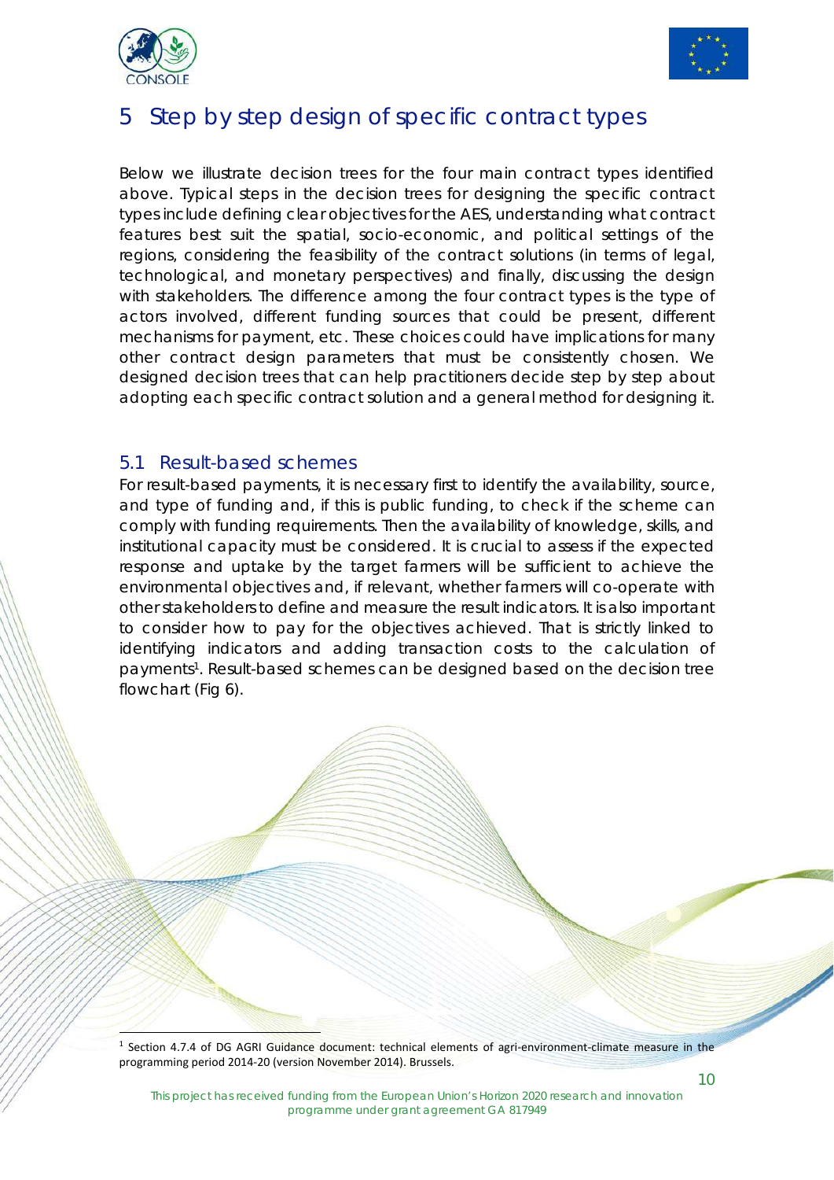# 5 Step by step design of specific contract types

Below we illustrate decision trees for the four main contract types identified above. Typical steps in the decision trees for designing the specific contract types include defining clear objectives for the AES, understanding what contract features best suit the spatial, socio-economic, and political settings of the regions, considering the feasibility of the contract solutions (in terms of legal, technological, and monetary perspectives) and finally, discussing the design with stakeholders. The difference among the four contract types is the type of actors involved, different funding sources that could be present, different mechanisms for payment, etc. These choices could have implications for many other contract design parameters that must be consistently chosen. We designed decision trees that can help practitioners decide step by step about adopting each specific contract solution and a general method for designing it.

## 5.1 Result-based schemes

For result-based payments, it is necessary first to identify the availability, source, and type of funding and, if this is public funding, to check if the scheme can comply with funding requirements. Then the availability of knowledge, skills, and institutional capacity must be considered. It is crucial to assess if the expected response and uptake by the target farmers will be sufficient to achieve the environmental objectives and, if relevant, whether farmers will co-operate with other stakeholders to define and measure the result indicators. It is also important to consider how to pay for the objectives achieved. That is strictly linked to identifying indicators and adding transaction costs to the calculation of payments[1]. Result-based schemes can be designed based on the decision tree flowchart (Fig 6).

[1] Section 4.7.4 of DG AGRI Guidance document: technical elements of agri-environment-climate measure in the programming period 2014-20 (version November 2014). Brussels.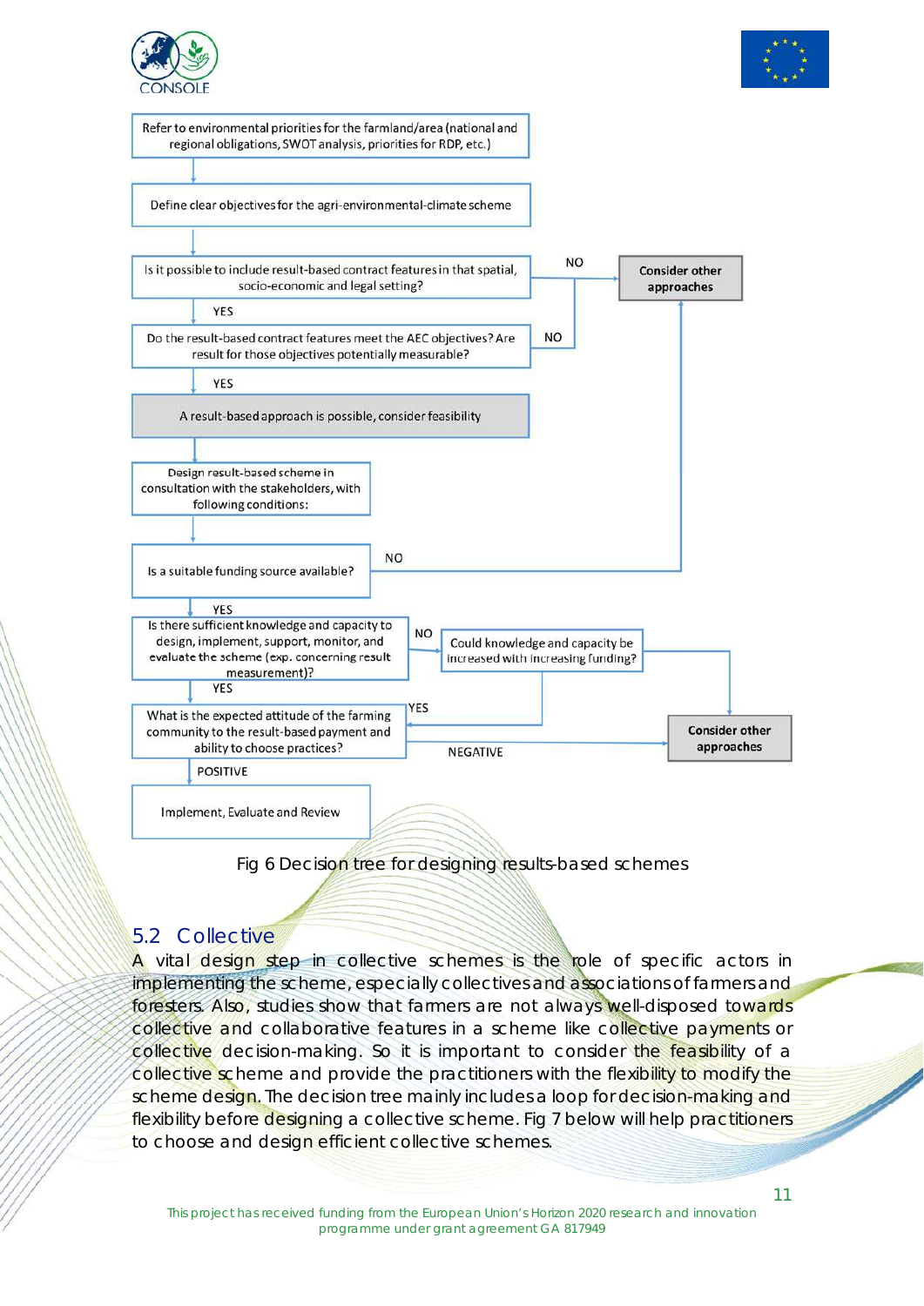Refer to environmental priorities for the farmland/area (national and regional obligations, SWOT analysis, priorities for RDP, etc.)

Define clear objectives for the agri-environmental-climate scheme

Is it possible to include result-based contract features in that spatial, socio-economic and legal setting?

NO → Consider other approaches

YES

Do the result-based contract features meet the AEC objectives? Are result for those objectives potentially measurable?

NO → Consider other approaches

YES

A result-based approach is possible, consider feasibility

Design result-based scheme in consultation with the stakeholders, with following conditions:

Is a suitable funding source available?

NO → Consider other approaches

YES

Is there sufficient knowledge and capacity to design, implement, support, monitor, and evaluate the scheme (exp. concerning result measurement)?

NO → Could knowledge and capacity be increased with increasing funding? (NO → Consider other approaches; YES → next step)

YES

What is the expected attitude of the farming community to the result-based payment and ability to choose practices?

NEGATIVE → Consider other approaches

POSITIVE

Implement, Evaluate and Review

Fig 6 Decision tree for designing results-based schemes

## 5.2 Collective

A vital design step in collective schemes is the role of specific actors in implementing the scheme, especially collectives and associations of farmers and foresters. Also, studies show that farmers are not always well-disposed towards collective and collaborative features in a scheme like collective payments or collective decision-making. So it is important to consider the feasibility of a collective scheme and provide the practitioners with the flexibility to modify the scheme design. The decision tree mainly includes a loop for decision-making and flexibility before designing a collective scheme. Fig 7 below will help practitioners to choose and design efficient collective schemes.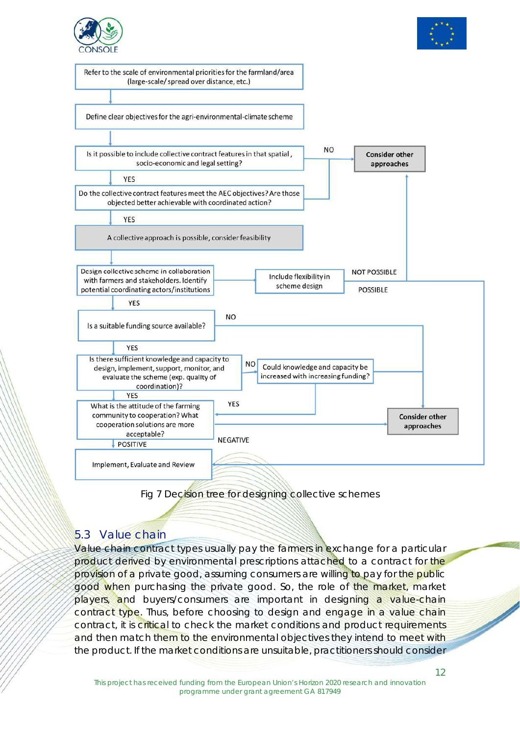Refer to the scale of environmental priorities for the farmland/area (large-scale/ spread over distance, etc.)

Define clear objectives for the agri-environmental-climate scheme

Is it possible to include collective contract features in that spatial, socio-economic and legal setting?

NO → Consider other approaches

YES

Do the collective contract features meet the AEC objectives? Are those objected better achievable with coordinated action?

YES

A collective approach is possible, consider feasibility

Design collective scheme in collaboration with farmers and stakeholders. Identify potential coordinating actors/institutions

Include flexibility in scheme design

NOT POSSIBLE

POSSIBLE

YES

Is a suitable funding source available?

NO

YES

Is there sufficient knowledge and capacity to design, implement, support, monitor, and evaluate the scheme (exp. quality of coordination)?

NO

Could knowledge and capacity be increased with increasing funding?

YES

What is the attitude of the farming community to cooperation? What cooperation solutions are more acceptable?

YES

Consider other approaches

NEGATIVE

POSITIVE

Implement, Evaluate and Review

Fig 7 Decision tree for designing collective schemes

## 5.3 Value chain

Value chain contract types usually pay the farmers in exchange for a particular product derived by environmental prescriptions attached to a contract for the provision of a private good, assuming consumers are willing to pay for the public good when purchasing the private good. So, the role of the market, market players, and buyers/consumers are important in designing a value-chain contract type. Thus, before choosing to design and engage in a value chain contract, it is critical to check the market conditions and product requirements and then match them to the environmental objectives they intend to meet with the product. If the market conditions are unsuitable, practitioners should consider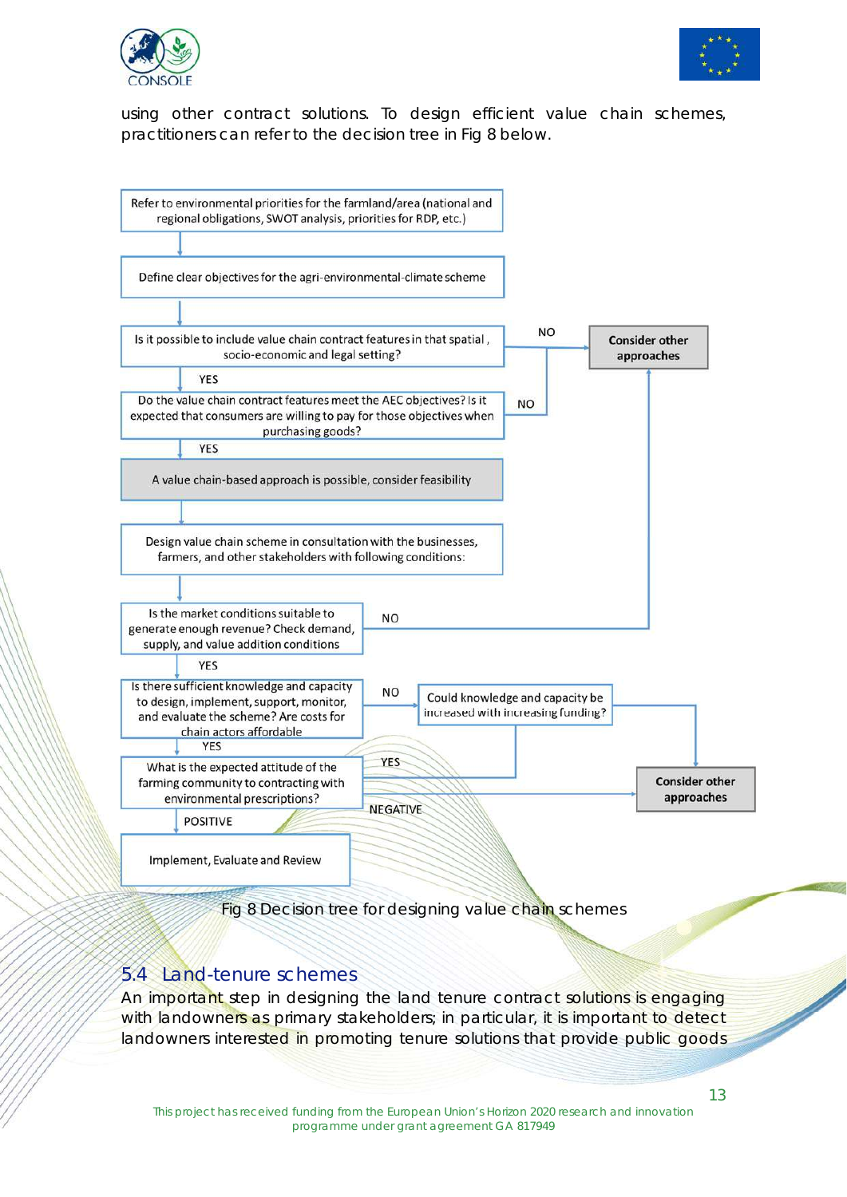using other contract solutions. To design efficient value chain schemes, practitioners can refer to the decision tree in Fig 8 below.

Refer to environmental priorities for the farmland/area (national and regional obligations, SWOT analysis, priorities for RDP, etc.)

Define clear objectives for the agri-environmental-climate scheme

Is it possible to include value chain contract features in that spatial, socio-economic and legal setting?

NO → Consider other approaches

YES

Do the value chain contract features meet the AEC objectives? Is it expected that consumers are willing to pay for those objectives when purchasing goods?

NO → Consider other approaches

YES

A value chain-based approach is possible, consider feasibility

Design value chain scheme in consultation with the businesses, farmers, and other stakeholders with following conditions:

Is the market conditions suitable to generate enough revenue? Check demand, supply, and value addition conditions

NO → Consider other approaches

YES

Is there sufficient knowledge and capacity to design, implement, support, monitor, and evaluate the scheme? Are costs for chain actors affordable

NO → Could knowledge and capacity be increased with increasing funding?

YES

What is the expected attitude of the farming community to contracting with environmental prescriptions?

NEGATIVE → Consider other approaches

POSITIVE

Implement, Evaluate and Review

Fig 8 Decision tree for designing value chain schemes

## 5.4 Land-tenure schemes

An important step in designing the land tenure contract solutions is engaging with landowners as primary stakeholders; in particular, it is important to detect landowners interested in promoting tenure solutions that provide public goods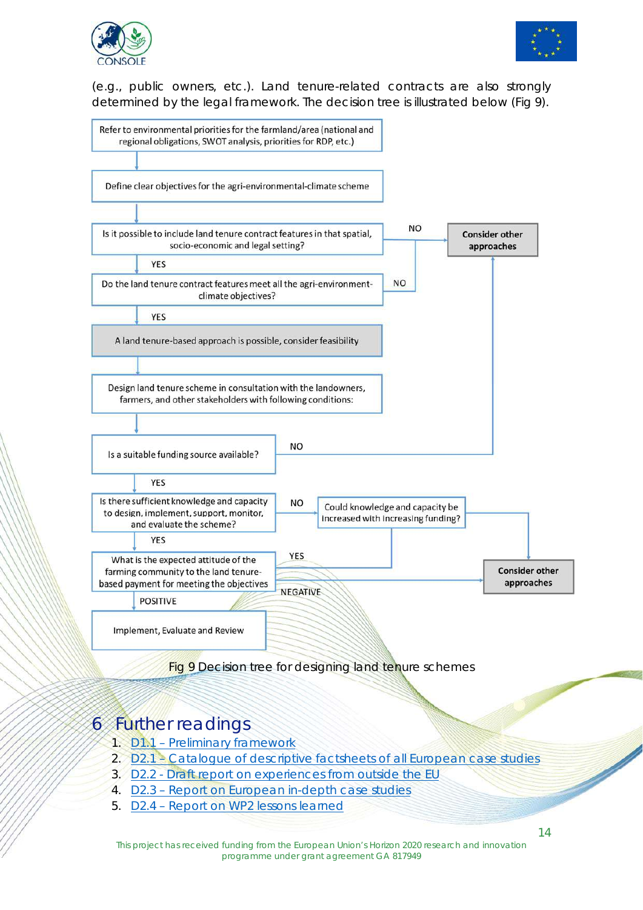(e.g., public owners, etc.). Land tenure-related contracts are also strongly determined by the legal framework. The decision tree is illustrated below (Fig 9).

Refer to environmental priorities for the farmland/area (national and regional obligations, SWOT analysis, priorities for RDP, etc.)

Define clear objectives for the agri-environmental-climate scheme

Is it possible to include land tenure contract features in that spatial, socio-economic and legal setting?
- NO → Consider other approaches
- YES ↓

Do the land tenure contract features meet all the agri-environment-climate objectives?
- NO → Consider other approaches
- YES ↓

A land tenure-based approach is possible, consider feasibility

Design land tenure scheme in consultation with the landowners, farmers, and other stakeholders with following conditions:

Is a suitable funding source available?
- NO → Consider other approaches
- YES ↓

Is there sufficient knowledge and capacity to design, implement, support, monitor, and evaluate the scheme?
- NO → Could knowledge and capacity be increased with increasing funding? (YES ↓ ; otherwise → Consider other approaches)
- YES ↓

What is the expected attitude of the farming community to the land tenure-based payment for meeting the objectives
- NEGATIVE → Consider other approaches
- POSITIVE ↓

Implement, Evaluate and Review

Fig 9 Decision tree for designing land tenure schemes

# 6 Further readings

1. D1.1 – Preliminary framework
2. D2.1 – Catalogue of descriptive factsheets of all European case studies
3. D2.2 - Draft report on experiences from outside the EU
4. D2.3 – Report on European in-depth case studies
5. D2.4 – Report on WP2 lessons learned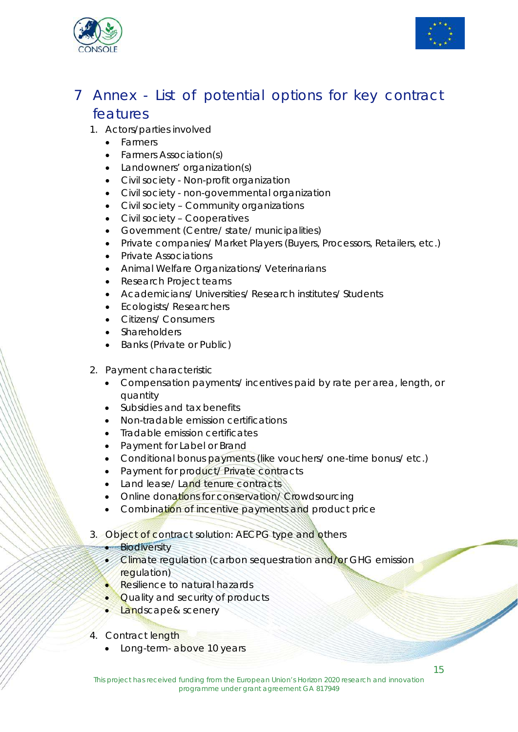# 7 Annex - List of potential options for key contract features

1. Actors/parties involved
    - Farmers
    - Farmers Association(s)
    - Landowners' organization(s)
    - Civil society - Non-profit organization
    - Civil society - non-governmental organization
    - Civil society – Community organizations
    - Civil society – Cooperatives
    - Government (Centre/ state/ municipalities)
    - Private companies/ Market Players (Buyers, Processors, Retailers, etc.)
    - Private Associations
    - Animal Welfare Organizations/ Veterinarians
    - Research Project teams
    - Academicians/ Universities/ Research institutes/ Students
    - Ecologists/ Researchers
    - Citizens/ Consumers
    - Shareholders
    - Banks (Private or Public)

2. Payment characteristic
    - Compensation payments/ incentives paid by rate per area, length, or quantity
    - Subsidies and tax benefits
    - Non-tradable emission certifications
    - Tradable emission certificates
    - Payment for Label or Brand
    - Conditional bonus payments (like vouchers/ one-time bonus/ etc.)
    - Payment for product/ Private contracts
    - Land lease/ Land tenure contracts
    - Online donations for conservation/ Crowdsourcing
    - Combination of incentive payments and product price

3. Object of contract solution: AECPG type and others
    - Biodiversity
    - Climate regulation (carbon sequestration and/or GHG emission regulation)
    - Resilience to natural hazards
    - Quality and security of products
    - Landscape& scenery

4. Contract length
    - Long-term- above 10 years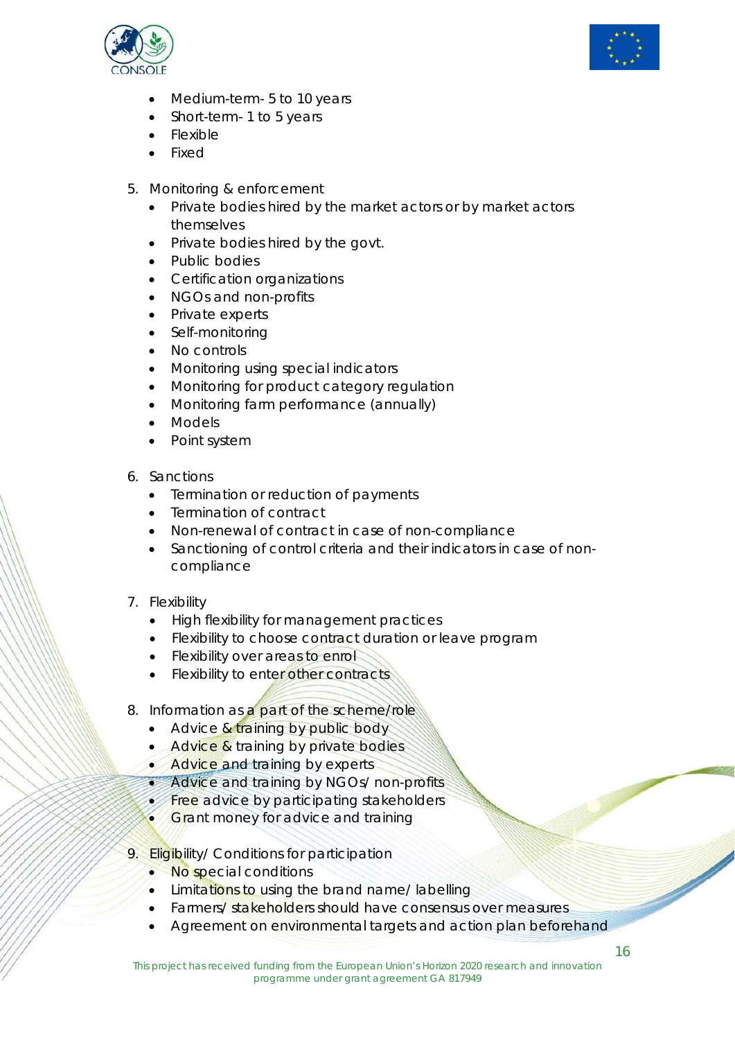- Medium-term- 5 to 10 years
- Short-term- 1 to 5 years
- Flexible
- Fixed

5. Monitoring & enforcement
   - Private bodies hired by the market actors or by market actors themselves
   - Private bodies hired by the govt.
   - Public bodies
   - Certification organizations
   - NGOs and non-profits
   - Private experts
   - Self-monitoring
   - No controls
   - Monitoring using special indicators
   - Monitoring for product category regulation
   - Monitoring farm performance (annually)
   - Models
   - Point system

6. Sanctions
   - Termination or reduction of payments
   - Termination of contract
   - Non-renewal of contract in case of non-compliance
   - Sanctioning of control criteria and their indicators in case of non-compliance

7. Flexibility
   - High flexibility for management practices
   - Flexibility to choose contract duration or leave program
   - Flexibility over areas to enrol
   - Flexibility to enter other contracts

8. Information as a part of the scheme/role
   - Advice & training by public body
   - Advice & training by private bodies
   - Advice and training by experts
   - Advice and training by NGOs/ non-profits
   - Free advice by participating stakeholders
   - Grant money for advice and training

9. Eligibility/ Conditions for participation
   - No special conditions
   - Limitations to using the brand name/ labelling
   - Farmers/ stakeholders should have consensus over measures
   - Agreement on environmental targets and action plan beforehand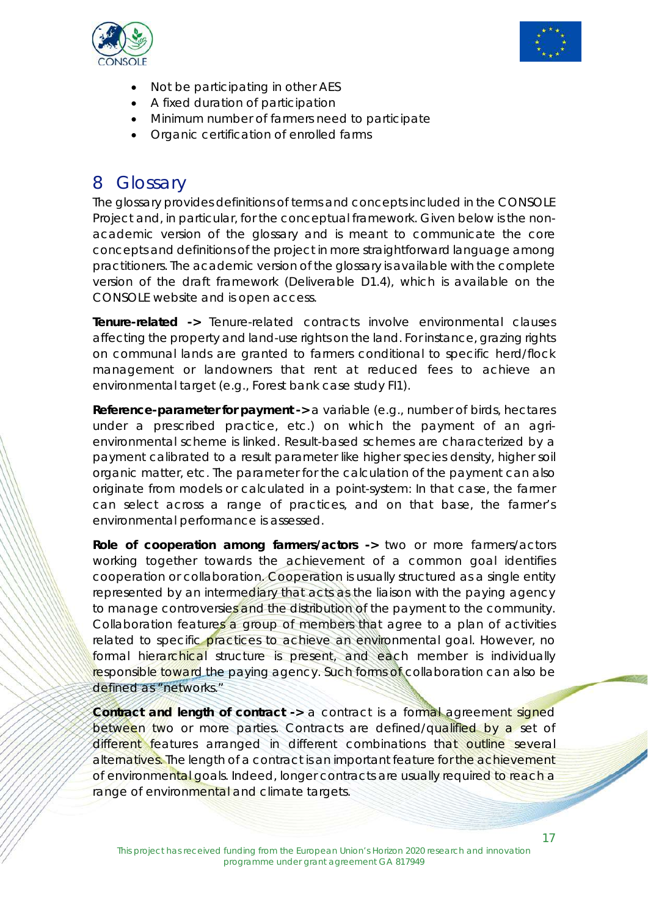- Not be participating in other AES
- A fixed duration of participation
- Minimum number of farmers need to participate
- Organic certification of enrolled farms

# 8 Glossary

The glossary provides definitions of terms and concepts included in the CONSOLE Project and, in particular, for the conceptual framework. Given below is the non-academic version of the glossary and is meant to communicate the core concepts and definitions of the project in more straightforward language among practitioners. The academic version of the glossary is available with the complete version of the draft framework (Deliverable D1.4), which is available on the CONSOLE website and is open access.

**Tenure-related ->** Tenure-related contracts involve environmental clauses affecting the property and land-use rights on the land. For instance, grazing rights on communal lands are granted to farmers conditional to specific herd/flock management or landowners that rent at reduced fees to achieve an environmental target (e.g., Forest bank case study FI1).

**Reference-parameter for payment ->** a variable (e.g., number of birds, hectares under a prescribed practice, etc.) on which the payment of an agri-environmental scheme is linked. Result-based schemes are characterized by a payment calibrated to a result parameter like higher species density, higher soil organic matter, etc. The parameter for the calculation of the payment can also originate from models or calculated in a point-system: In that case, the farmer can select across a range of practices, and on that base, the farmer's environmental performance is assessed.

**Role of cooperation among farmers/actors ->** two or more farmers/actors working together towards the achievement of a common goal identifies cooperation or collaboration. Cooperation is usually structured as a single entity represented by an intermediary that acts as the liaison with the paying agency to manage controversies and the distribution of the payment to the community. Collaboration features a group of members that agree to a plan of activities related to specific practices to achieve an environmental goal. However, no formal hierarchical structure is present, and each member is individually responsible toward the paying agency. Such forms of collaboration can also be defined as "networks."

**Contract and length of contract ->** a contract is a formal agreement signed between two or more parties. Contracts are defined/qualified by a set of different features arranged in different combinations that outline several alternatives. The length of a contract is an important feature for the achievement of environmental goals. Indeed, longer contracts are usually required to reach a range of environmental and climate targets.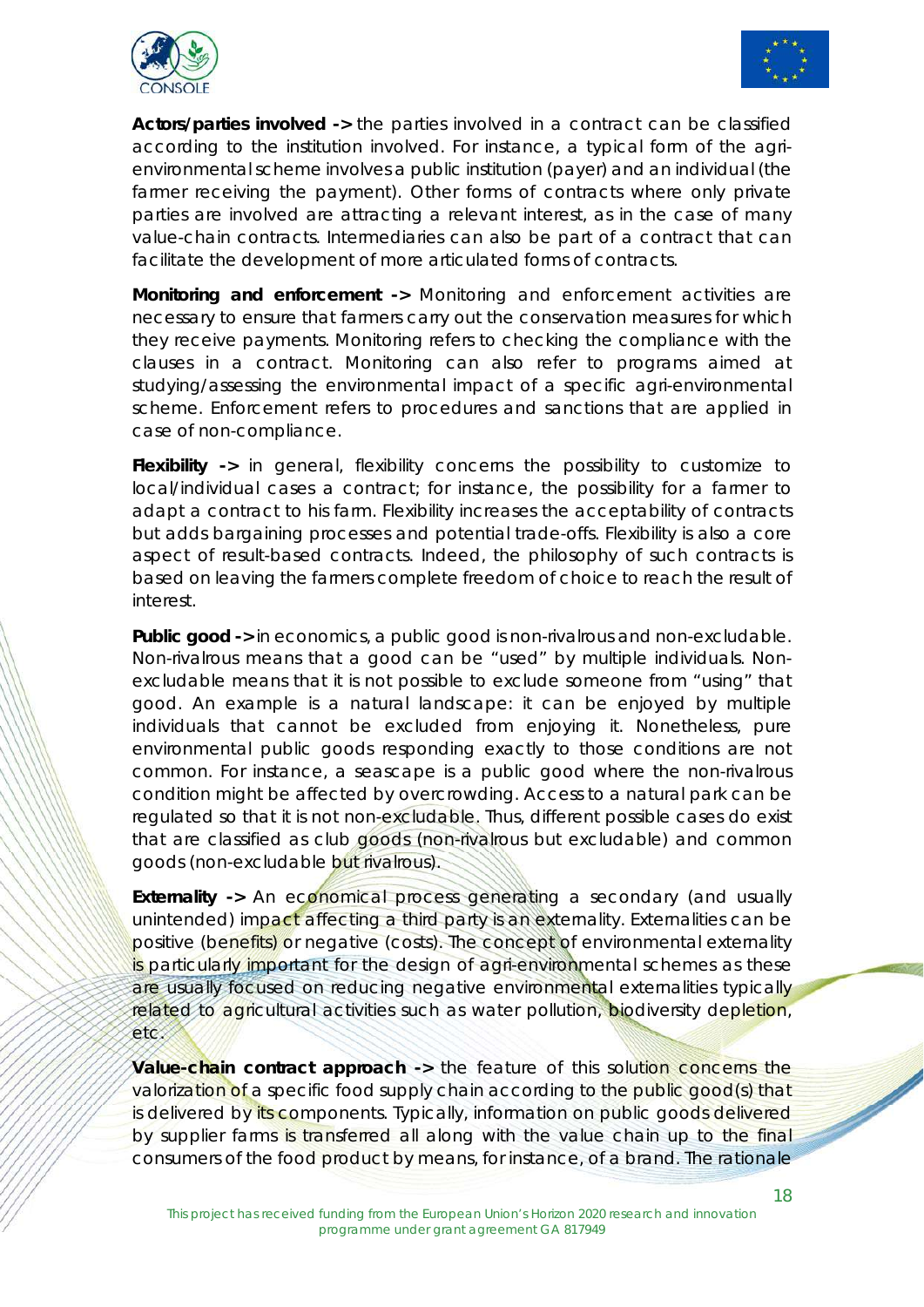**Actors/parties involved ->** the parties involved in a contract can be classified according to the institution involved. For instance, a typical form of the agri-environmental scheme involves a public institution (payer) and an individual (the farmer receiving the payment). Other forms of contracts where only private parties are involved are attracting a relevant interest, as in the case of many value-chain contracts. Intermediaries can also be part of a contract that can facilitate the development of more articulated forms of contracts.

**Monitoring and enforcement ->** Monitoring and enforcement activities are necessary to ensure that farmers carry out the conservation measures for which they receive payments. Monitoring refers to checking the compliance with the clauses in a contract. Monitoring can also refer to programs aimed at studying/assessing the environmental impact of a specific agri-environmental scheme. Enforcement refers to procedures and sanctions that are applied in case of non-compliance.

**Flexibility ->** in general, flexibility concerns the possibility to customize to local/individual cases a contract; for instance, the possibility for a farmer to adapt a contract to his farm. Flexibility increases the acceptability of contracts but adds bargaining processes and potential trade-offs. Flexibility is also a core aspect of result-based contracts. Indeed, the philosophy of such contracts is based on leaving the farmers complete freedom of choice to reach the result of interest.

**Public good ->** in economics, a public good is non-rivalrous and non-excludable. Non-rivalrous means that a good can be "used" by multiple individuals. Non-excludable means that it is not possible to exclude someone from "using" that good. An example is a natural landscape: it can be enjoyed by multiple individuals that cannot be excluded from enjoying it. Nonetheless, pure environmental public goods responding exactly to those conditions are not common. For instance, a seascape is a public good where the non-rivalrous condition might be affected by overcrowding. Access to a natural park can be regulated so that it is not non-excludable. Thus, different possible cases do exist that are classified as club goods (non-rivalrous but excludable) and common goods (non-excludable but rivalrous).

**Externality ->** An economical process generating a secondary (and usually unintended) impact affecting a third party is an externality. Externalities can be positive (benefits) or negative (costs). The concept of environmental externality is particularly important for the design of agri-environmental schemes as these are usually focused on reducing negative environmental externalities typically related to agricultural activities such as water pollution, biodiversity depletion, etc.

**Value-chain contract approach ->** the feature of this solution concerns the valorization of a specific food supply chain according to the public good(s) that is delivered by its components. Typically, information on public goods delivered by supplier farms is transferred all along with the value chain up to the final consumers of the food product by means, for instance, of a brand. The rationale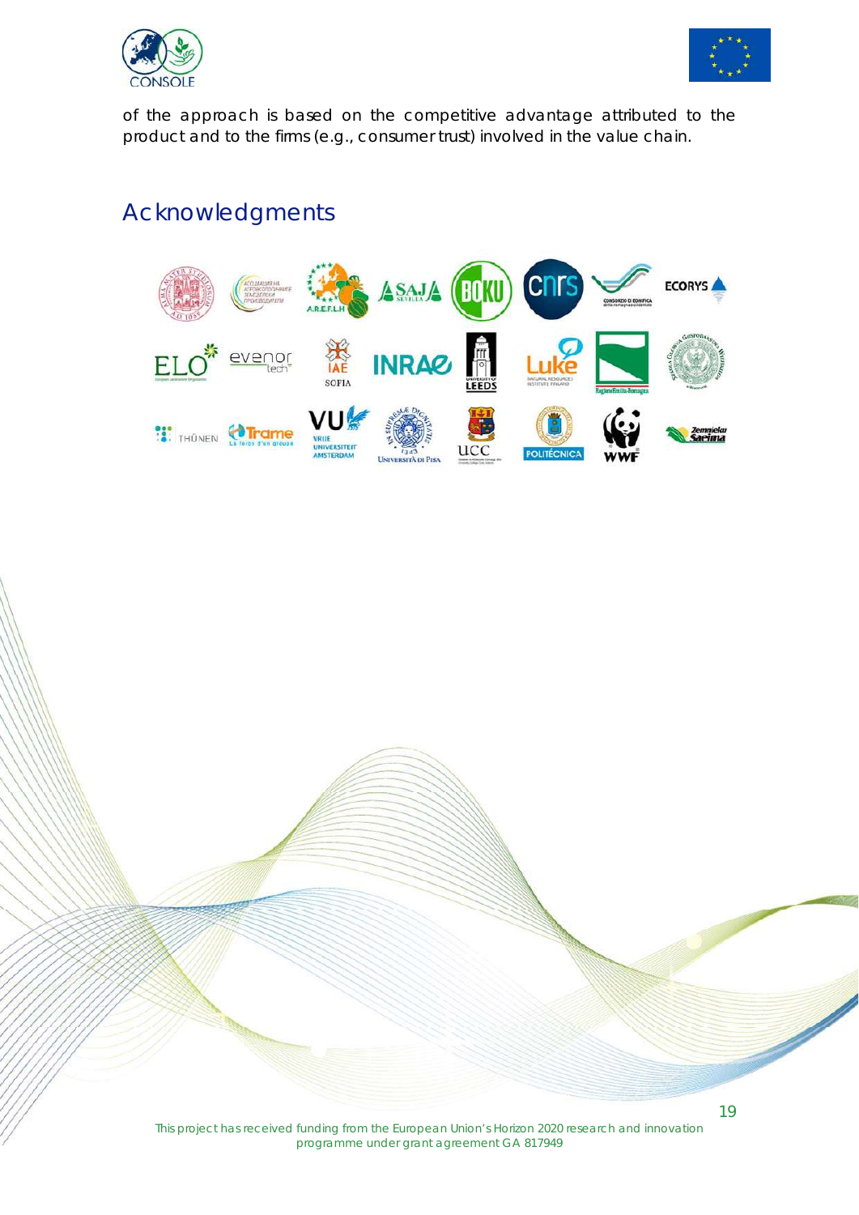of the approach is based on the competitive advantage attributed to the product and to the firms (e.g., consumer trust) involved in the value chain.

## Acknowledgments